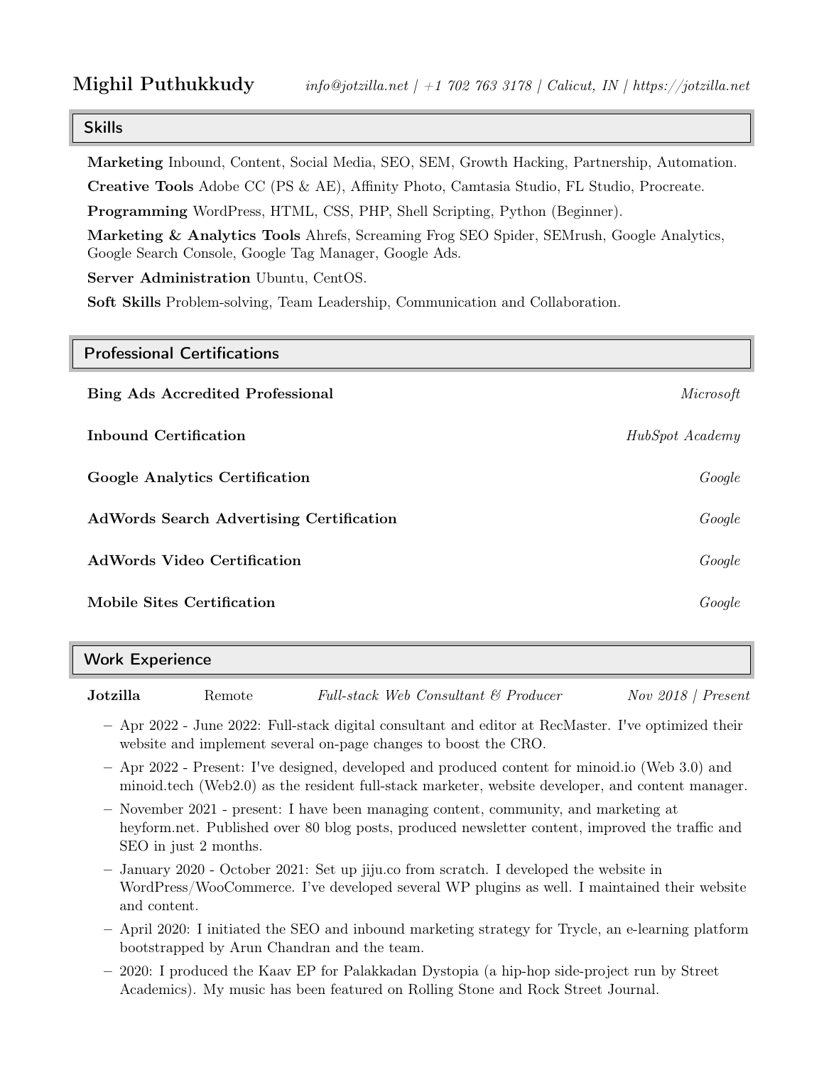# Mighil Puthukkudy

*info@jotzilla.net | +1 702 763 3178 | Calicut, IN | https://jotzilla.net*

## Skills

**Marketing** Inbound, Content, Social Media, SEO, SEM, Growth Hacking, Partnership, Automation.

**Creative Tools** Adobe CC (PS & AE), Affinity Photo, Camtasia Studio, FL Studio, Procreate.

**Programming** WordPress, HTML, CSS, PHP, Shell Scripting, Python (Beginner).

**Marketing & Analytics Tools** Ahrefs, Screaming Frog SEO Spider, SEMrush, Google Analytics, Google Search Console, Google Tag Manager, Google Ads.

**Server Administration** Ubuntu, CentOS.

**Soft Skills** Problem-solving, Team Leadership, Communication and Collaboration.

## Professional Certifications

**Bing Ads Accredited Professional** — *Microsoft*

**Inbound Certification** — *HubSpot Academy*

**Google Analytics Certification** — *Google*

**AdWords Search Advertising Certification** — *Google*

**AdWords Video Certification** — *Google*

**Mobile Sites Certification** — *Google*

## Work Experience

**Jotzilla** | Remote | *Full-stack Web Consultant & Producer* | *Nov 2018 | Present*

- Apr 2022 - June 2022: Full-stack digital consultant and editor at RecMaster. I've optimized their website and implement several on-page changes to boost the CRO.
- Apr 2022 - Present: I've designed, developed and produced content for minoid.io (Web 3.0) and minoid.tech (Web2.0) as the resident full-stack marketer, website developer, and content manager.
- November 2021 - present: I have been managing content, community, and marketing at heyform.net. Published over 80 blog posts, produced newsletter content, improved the traffic and SEO in just 2 months.
- January 2020 - October 2021: Set up jiju.co from scratch. I developed the website in WordPress/WooCommerce. I've developed several WP plugins as well. I maintained their website and content.
- April 2020: I initiated the SEO and inbound marketing strategy for Trycle, an e-learning platform bootstrapped by Arun Chandran and the team.
- 2020: I produced the Kaav EP for Palakkadan Dystopia (a hip-hop side-project run by Street Academics). My music has been featured on Rolling Stone and Rock Street Journal.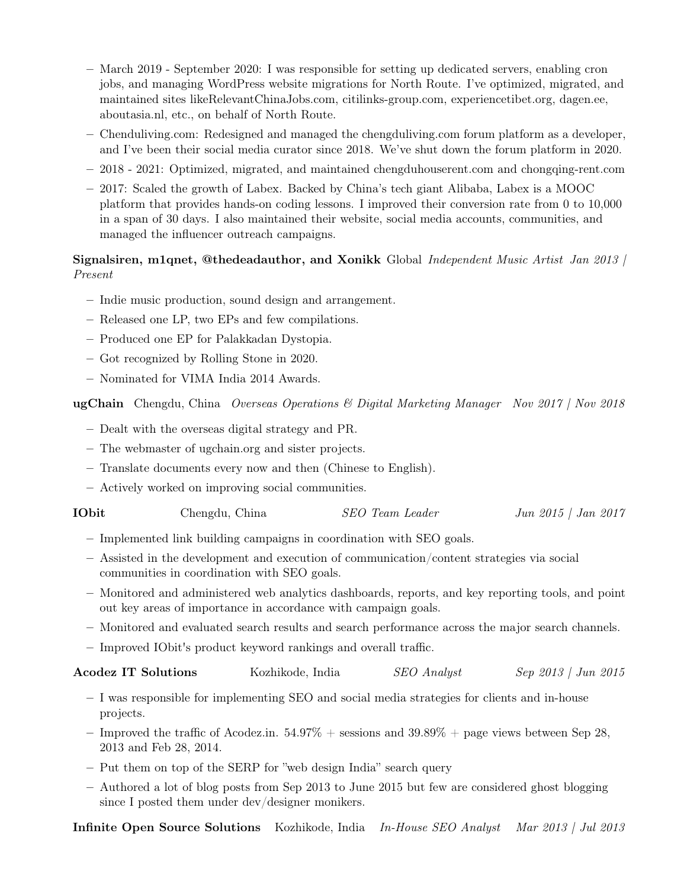- March 2019 - September 2020: I was responsible for setting up dedicated servers, enabling cron jobs, and managing WordPress website migrations for North Route. I've optimized, migrated, and maintained sites likeRelevantChinaJobs.com, citilinks-group.com, experiencetibet.org, dagen.ee, aboutasia.nl, etc., on behalf of North Route.
- Chenduliving.com: Redesigned and managed the chengduliving.com forum platform as a developer, and I've been their social media curator since 2018. We've shut down the forum platform in 2020.
- 2018 - 2021: Optimized, migrated, and maintained chengduhouserent.com and chongqing-rent.com
- 2017: Scaled the growth of Labex. Backed by China's tech giant Alibaba, Labex is a MOOC platform that provides hands-on coding lessons. I improved their conversion rate from 0 to 10,000 in a span of 30 days. I also maintained their website, social media accounts, communities, and managed the influencer outreach campaigns.

**Signalsiren, m1qnet, @thedeadauthor, and Xonikk** Global *Independent Music Artist* *Jan 2013 | Present*

- Indie music production, sound design and arrangement.
- Released one LP, two EPs and few compilations.
- Produced one EP for Palakkadan Dystopia.
- Got recognized by Rolling Stone in 2020.
- Nominated for VIMA India 2014 Awards.

**ugChain** Chengdu, China *Overseas Operations & Digital Marketing Manager* *Nov 2017 | Nov 2018*

- Dealt with the overseas digital strategy and PR.
- The webmaster of ugchain.org and sister projects.
- Translate documents every now and then (Chinese to English).
- Actively worked on improving social communities.

**IObit** Chengdu, China *SEO Team Leader* *Jun 2015 | Jan 2017*

- Implemented link building campaigns in coordination with SEO goals.
- Assisted in the development and execution of communication/content strategies via social communities in coordination with SEO goals.
- Monitored and administered web analytics dashboards, reports, and key reporting tools, and point out key areas of importance in accordance with campaign goals.
- Monitored and evaluated search results and search performance across the major search channels.
- Improved IObit's product keyword rankings and overall traffic.

**Acodez IT Solutions** Kozhikode, India *SEO Analyst* *Sep 2013 | Jun 2015*

- I was responsible for implementing SEO and social media strategies for clients and in-house projects.
- Improved the traffic of Acodez.in. 54.97% + sessions and 39.89% + page views between Sep 28, 2013 and Feb 28, 2014.
- Put them on top of the SERP for "web design India" search query
- Authored a lot of blog posts from Sep 2013 to June 2015 but few are considered ghost blogging since I posted them under dev/designer monikers.

**Infinite Open Source Solutions** Kozhikode, India *In-House SEO Analyst* *Mar 2013 | Jul 2013*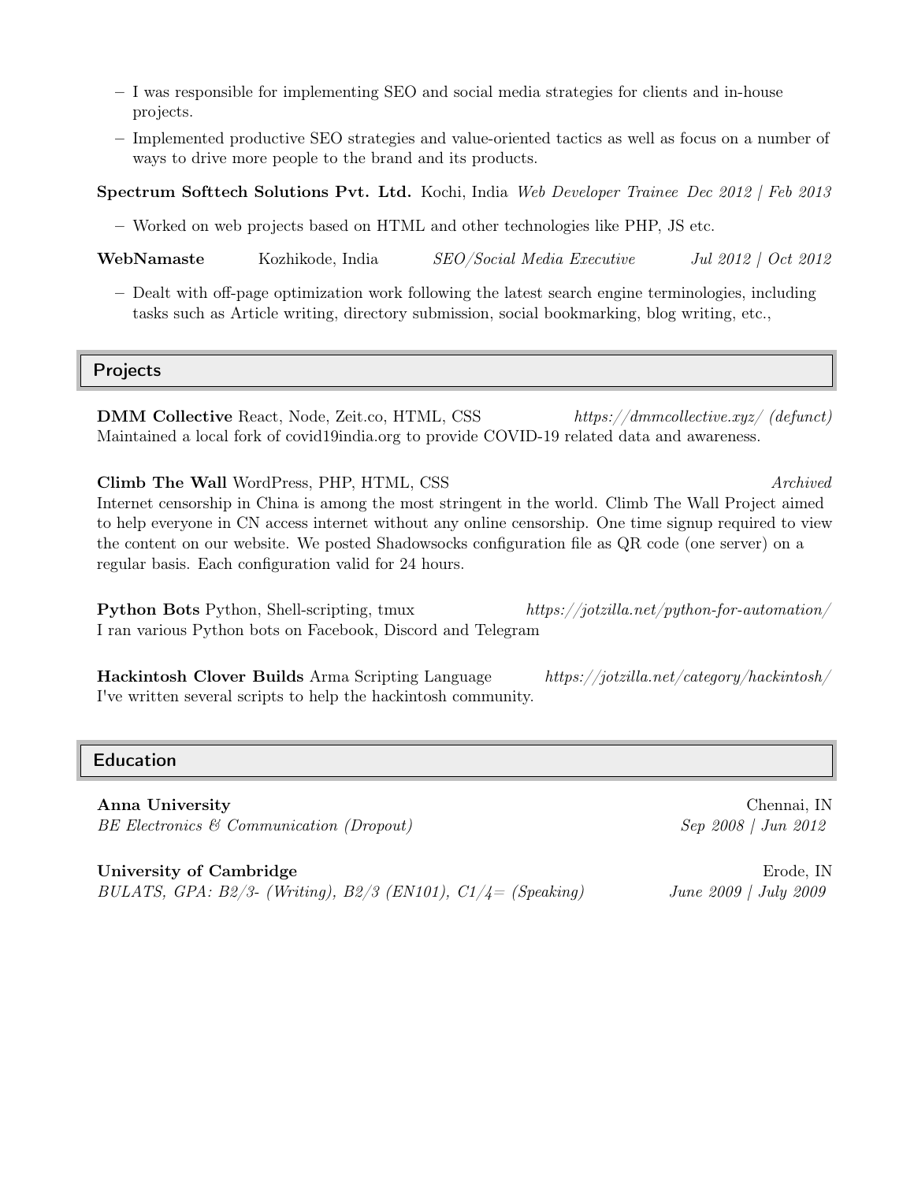- I was responsible for implementing SEO and social media strategies for clients and in-house projects.
- Implemented productive SEO strategies and value-oriented tactics as well as focus on a number of ways to drive more people to the brand and its products.

**Spectrum Softtech Solutions Pvt. Ltd.** Kochi, India *Web Developer Trainee* *Dec 2012 | Feb 2013*

- Worked on web projects based on HTML and other technologies like PHP, JS etc.

**WebNamaste** Kozhikode, India *SEO/Social Media Executive* *Jul 2012 | Oct 2012*

- Dealt with off-page optimization work following the latest search engine terminologies, including tasks such as Article writing, directory submission, social bookmarking, blog writing, etc.,

## Projects

**DMM Collective** React, Node, Zeit.co, HTML, CSS *https://dmmcollective.xyz/ (defunct)*
Maintained a local fork of covid19india.org to provide COVID-19 related data and awareness.

**Climb The Wall** WordPress, PHP, HTML, CSS *Archived*
Internet censorship in China is among the most stringent in the world. Climb The Wall Project aimed to help everyone in CN access internet without any online censorship. One time signup required to view the content on our website. We posted Shadowsocks configuration file as QR code (one server) on a regular basis. Each configuration valid for 24 hours.

**Python Bots** Python, Shell-scripting, tmux *https://jotzilla.net/python-for-automation/*
I ran various Python bots on Facebook, Discord and Telegram

**Hackintosh Clover Builds** Arma Scripting Language *https://jotzilla.net/category/hackintosh/*
I've written several scripts to help the hackintosh community.

## Education

**Anna University** Chennai, IN
*BE Electronics & Communication (Dropout)* *Sep 2008 | Jun 2012*

**University of Cambridge** Erode, IN
*BULATS, GPA: B2/3- (Writing), B2/3 (EN101), C1/4= (Speaking)* *June 2009 | July 2009*